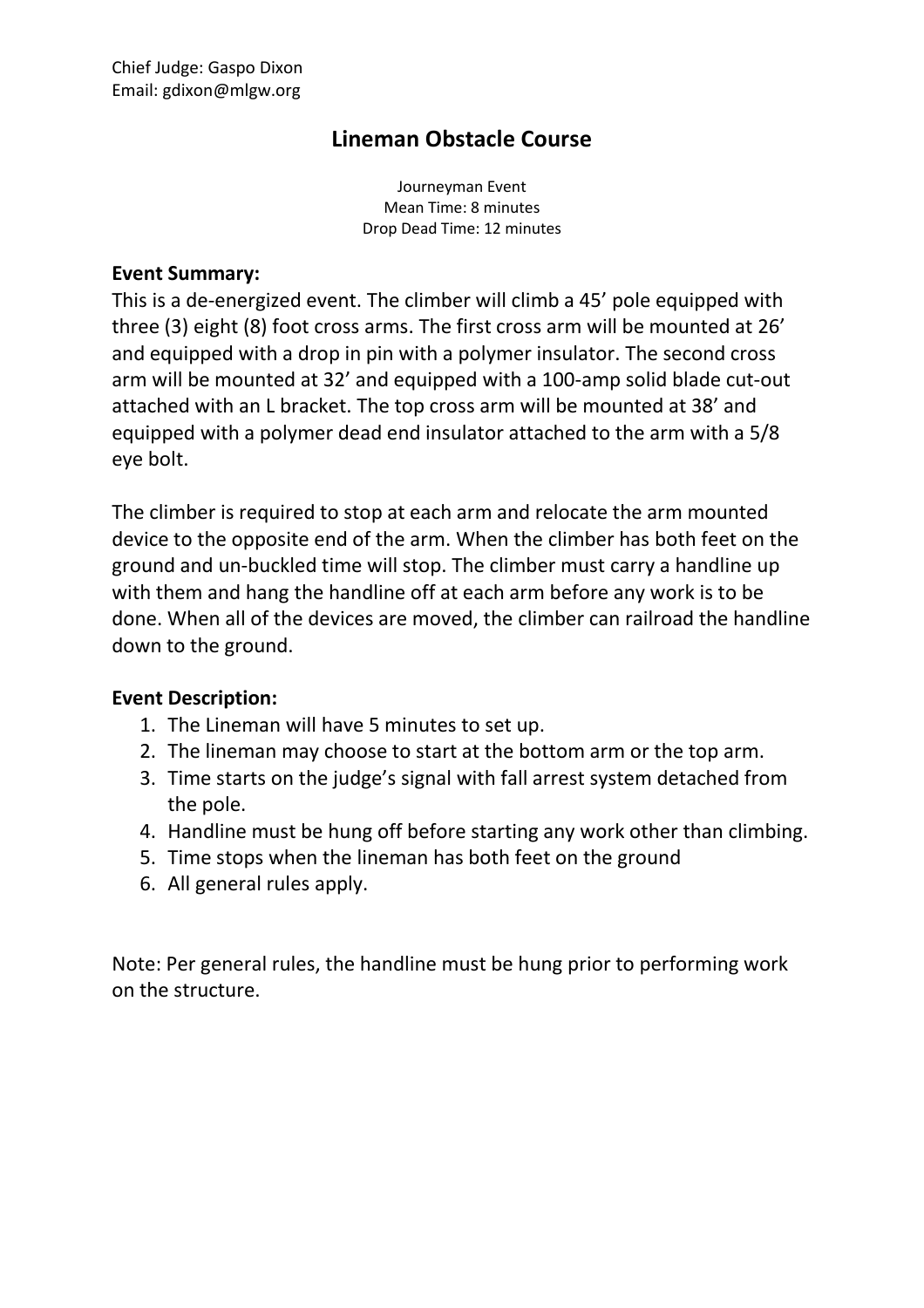Chief Judge: Gaspo Dixon
Email: gdixon@mlgw.org

# Lineman Obstacle Course

Journeyman Event
Mean Time: 8 minutes
Drop Dead Time: 12 minutes

**Event Summary:**
This is a de-energized event. The climber will climb a 45’ pole equipped with three (3) eight (8) foot cross arms. The first cross arm will be mounted at 26’ and equipped with a drop in pin with a polymer insulator. The second cross arm will be mounted at 32’ and equipped with a 100-amp solid blade cut-out attached with an L bracket. The top cross arm will be mounted at 38’ and equipped with a polymer dead end insulator attached to the arm with a 5/8 eye bolt.

The climber is required to stop at each arm and relocate the arm mounted device to the opposite end of the arm. When the climber has both feet on the ground and un-buckled time will stop. The climber must carry a handline up with them and hang the handline off at each arm before any work is to be done. When all of the devices are moved, the climber can railroad the handline down to the ground.

**Event Description:**

1. The Lineman will have 5 minutes to set up.
2. The lineman may choose to start at the bottom arm or the top arm.
3. Time starts on the judge’s signal with fall arrest system detached from the pole.
4. Handline must be hung off before starting any work other than climbing.
5. Time stops when the lineman has both feet on the ground
6. All general rules apply.

Note: Per general rules, the handline must be hung prior to performing work on the structure.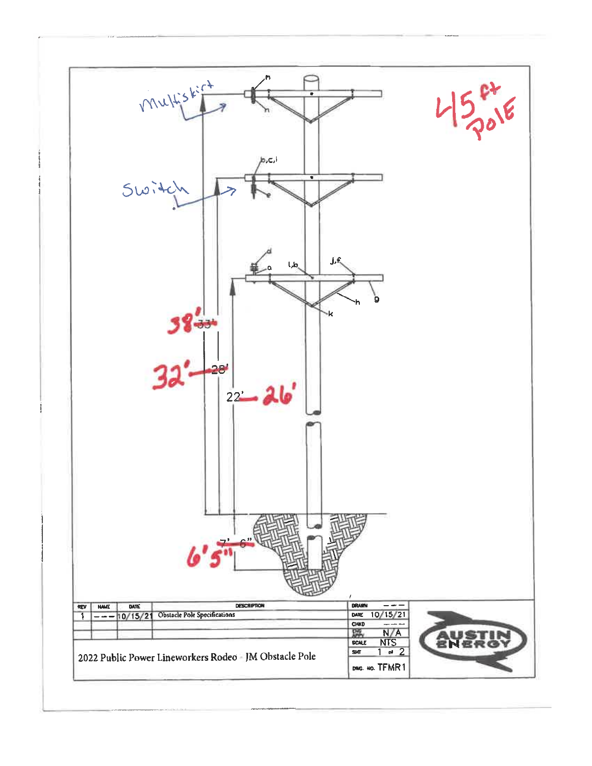45 ft Pole

Multiskirt

Switch

m

n

b,c,i

e

d

a

l,b

j,f

g

h

k

38' ~~33'~~

32' ~~28'~~

22' 26'

6'5" ~~7'-6"~~

| REV | NAME | DATE | DESCRIPTION | | |
|---|---|---|---|---|---|
| 1 | — — — | 10/15/21 | Obstacle Pole Specifications | DRAWN | — — — |
| | | | | DATE | 10/15/21 |
| | | | | CHKD | — — — |
| | | | | ENG APPV | N/A |
| | | | | SCALE | NTS |
| | | | 2022 Public Power Lineworkers Rodeo - JM Obstacle Pole | SHT | 1 of 2 |
| | | | | DWG. NO. | TFMR1 |

AUSTIN ENERGY